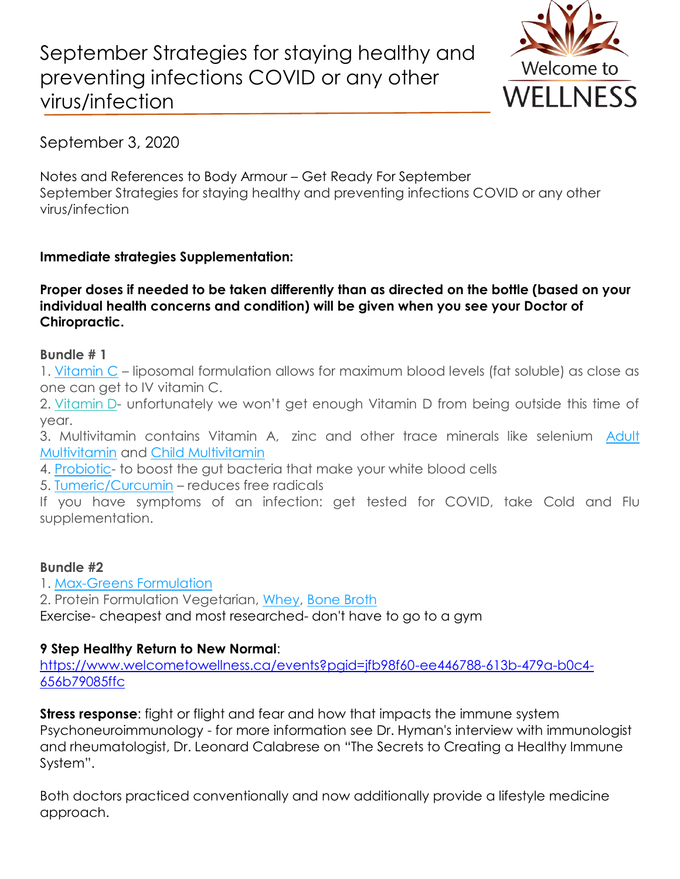# September Strategies for staying healthy and preventing infections COVID or any other virus/infection

Welcome to WELLNESS

September 3, 2020

Notes and References to Body Armour – Get Ready For September
September Strategies for staying healthy and preventing infections COVID or any other virus/infection

**Immediate strategies Supplementation:**

**Proper doses if needed to be taken differently than as directed on the bottle (based on your individual health concerns and condition) will be given when you see your Doctor of Chiropractic.**

**Bundle # 1**

1. Vitamin C – liposomal formulation allows for maximum blood levels (fat soluble) as close as one can get to IV vitamin C.
2. Vitamin D- unfortunately we won't get enough Vitamin D from being outside this time of year.
3. Multivitamin contains Vitamin A, zinc and other trace minerals like selenium Adult Multivitamin and Child Multivitamin
4. Probiotic- to boost the gut bacteria that make your white blood cells
5. Tumeric/Curcumin – reduces free radicals

If you have symptoms of an infection: get tested for COVID, take Cold and Flu supplementation.

**Bundle #2**

1. Max-Greens Formulation
2. Protein Formulation Vegetarian, Whey, Bone Broth

Exercise- cheapest and most researched- don't have to go to a gym

**9 Step Healthy Return to New Normal**:
https://www.welcometowellness.ca/events?pgid=jfb98f60-ee446788-613b-479a-b0c4-656b79085ffc

**Stress response**: fight or flight and fear and how that impacts the immune system
Psychoneuroimmunology - for more information see Dr. Hyman's interview with immunologist and rheumatologist, Dr. Leonard Calabrese on "The Secrets to Creating a Healthy Immune System".

Both doctors practiced conventionally and now additionally provide a lifestyle medicine approach.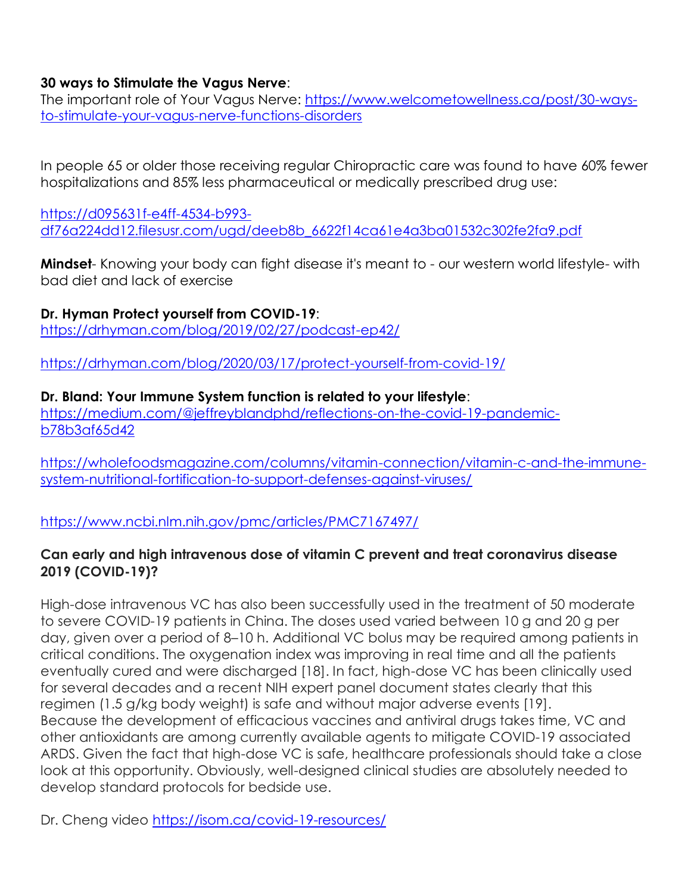**30 ways to Stimulate the Vagus Nerve**:
The important role of Your Vagus Nerve: https://www.welcometowellness.ca/post/30-ways-to-stimulate-your-vagus-nerve-functions-disorders

In people 65 or older those receiving regular Chiropractic care was found to have 60% fewer hospitalizations and 85% less pharmaceutical or medically prescribed drug use:

https://d095631f-e4ff-4534-b993-df76a224dd12.filesusr.com/ugd/deeb8b_6622f14ca61e4a3ba01532c302fe2fa9.pdf

**Mindset**- Knowing your body can fight disease it's meant to - our western world lifestyle- with bad diet and lack of exercise

**Dr. Hyman Protect yourself from COVID-19**:
https://drhyman.com/blog/2019/02/27/podcast-ep42/

https://drhyman.com/blog/2020/03/17/protect-yourself-from-covid-19/

**Dr. Bland: Your Immune System function is related to your lifestyle**:
https://medium.com/@jeffreyblandphd/reflections-on-the-covid-19-pandemic-b78b3af65d42

https://wholefoodsmagazine.com/columns/vitamin-connection/vitamin-c-and-the-immune-system-nutritional-fortification-to-support-defenses-against-viruses/

https://www.ncbi.nlm.nih.gov/pmc/articles/PMC7167497/

**Can early and high intravenous dose of vitamin C prevent and treat coronavirus disease 2019 (COVID-19)?**

High-dose intravenous VC has also been successfully used in the treatment of 50 moderate to severe COVID-19 patients in China. The doses used varied between 10 g and 20 g per day, given over a period of 8–10 h. Additional VC bolus may be required among patients in critical conditions. The oxygenation index was improving in real time and all the patients eventually cured and were discharged [18]. In fact, high-dose VC has been clinically used for several decades and a recent NIH expert panel document states clearly that this regimen (1.5 g/kg body weight) is safe and without major adverse events [19].
Because the development of efficacious vaccines and antiviral drugs takes time, VC and other antioxidants are among currently available agents to mitigate COVID-19 associated ARDS. Given the fact that high-dose VC is safe, healthcare professionals should take a close look at this opportunity. Obviously, well-designed clinical studies are absolutely needed to develop standard protocols for bedside use.

Dr. Cheng video https://isom.ca/covid-19-resources/